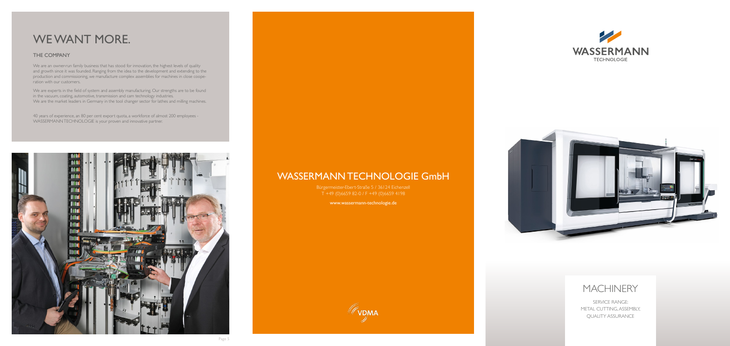# WE WANT MORE.

## THE COMPANY

We are an owner-run family business that has stood for innovation, the highest levels of quality and growth since it was founded. Ranging from the idea to the development and extending to the production and commissioning, we manufacture complex assemblies for machines in close cooperation with our customers.

We are experts in the field of system and assembly manufacturing. Our strengths are to be found in the vacuum, coating, automotive, transmission and cam technology industries.
We are the market leaders in Germany in the tool changer sector for lathes and milling machines.

40 years of experience, an 80 per cent export quota, a workforce of almost 200 employees - WASSERMANN TECHNOLOGIE is your proven and innovative partner.

# WASSERMANN TECHNOLOGIE GmbH

Bürgermeister-Ebert-Straße 5 / 36124 Eichenzell
T +49 (0)6659 82-0 / F +49 (0)6659 4198

www.wassermann-technologie.de

VDMA

WASSERMANN
TECHNOLOGIE

# MACHINERY

SERVICE RANGE:
METAL CUTTING, ASSEMBLY,
QUALITY ASSURANCE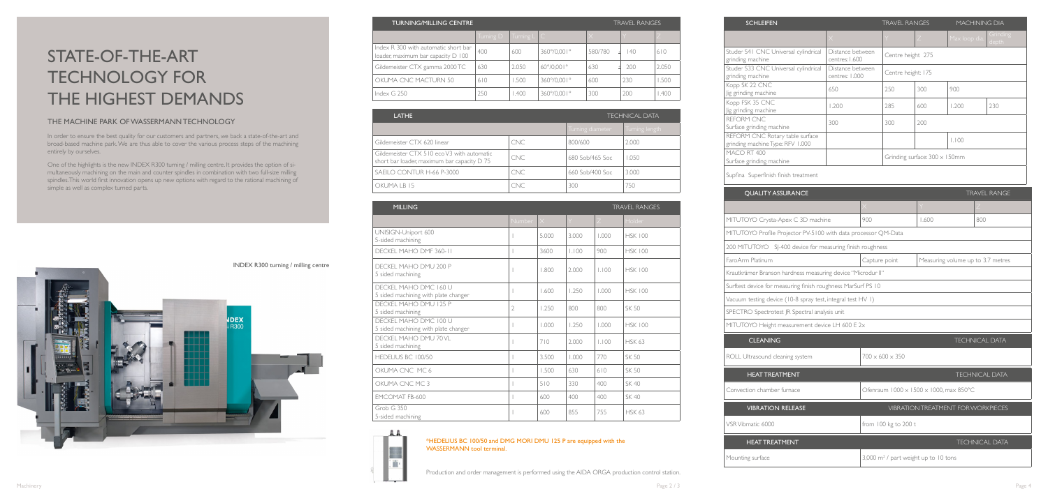# STATE-OF-THE-ART TECHNOLOGY FOR THE HIGHEST DEMANDS

## THE MACHINE PARK OF WASSERMANN TECHNOLOGY

In order to ensure the best quality for our customers and partners, we back a state-of-the-art and broad-based machine park. We are thus able to cover the various process steps of the machining entirely by ourselves.

One of the highlights is the new INDEX R300 turning / milling centre. It provides the option of simultaneously machining on the main and counter spindles in combination with two full-size milling spindles. This world first innovation opens up new options with regard to the rational machining of simple as well as complex turned parts.

INDEX R300 turning / milling centre

| TURNING/MILLING CENTRE | | | | TRAVEL RANGES | | |
|---|---|---|---|---|---|---|
| | Turning D | Turning L | C | X | Y | Z |
| Index R 300 with automatic short bar loader, maximum bar capacity D 100 | 400 | 600 | 360°/0,001° | 580/780 | ± 140 | 610 |
| Gildemeister CTX gamma 2000 TC | 630 | 2.050 | 60°/0,001° | 630 | ± 200 | 2.050 |
| OKUMA CNC MACTURN 50 | 610 | 1.500 | 360°/0,001° | 600 | 230 | 1.500 |
| Index G 250 | 250 | 1.400 | 360°/0,001° | 300 | 200 | 1.400 |

| LATHE | | TECHNICAL DATA | |
|---|---|---|---|
| | | Turning diameter | Turning length |
| Gildemeister CTX 620 linear | CNC | 800/600 | 2.000 |
| Gildemeister CTX 510 eco V3 with automatic short bar loader, maximum bar capacity D 75 | CNC | 680 Sob/465 Soc | 1.050 |
| SAEILO CONTUR H-66 P-3000 | CNC | 660 Sob/400 Soc | 3.000 |
| OKUMA LB 15 | CNC | 300 | 750 |

| MILLING | | TRAVEL RANGES | | | |
|---|---|---|---|---|---|
| | Number | X | Y | Z | Holder |
| UNISIGN-Uniport 600 5-sided machining | 1 | 5.000 | 3.000 | 1.000 | HSK 100 |
| DECKEL MAHO DMF 360-11 | 1 | 3600 | 1.100 | 900 | HSK 100 |
| DECKEL MAHO DMU 200 P 5 sided machining | 1 | 1.800 | 2.000 | 1.100 | HSK 100 |
| DECKEL MAHO DMC 160 U 5 sided machining with plate changer | 1 | 1.600 | 1.250 | 1.000 | HSK 100 |
| DECKEL MAHO DMU 125 P 5 sided machining | 2 | 1.250 | 800 | 800 | SK 50 |
| DECKEL MAHO DMC 100 U 5 sided machining with plate changer | 1 | 1.000 | 1.250 | 1.000 | HSK 100 |
| DECKEL MAHO DMU 70 VL 5 sided machining | 1 | 710 | 2.000 | 1.100 | HSK 63 |
| HEDELIUS BC 100/50 | 1 | 3.500 | 1.000 | 770 | SK 50 |
| OKUMA CNC MC 6 | 1 | 1.500 | 630 | 610 | SK 50 |
| OKUMA CNC MC 3 | 1 | 510 | 330 | 400 | SK 40 |
| EMCOMAT FB-600 | 1 | 600 | 400 | 400 | SK 40 |
| Grob G 350 5-sided machining | 1 | 600 | 855 | 755 | HSK 63 |

*HEDELIUS BC 100/50 and DMG MORI DMU 125 P are equipped with the WASSERMANN tool terminal.

Production and order management is performed using the AIDA ORGA production control station.

| SCHLEIFEN | TRAVEL RANGES | | | MACHINING DIA | |
|---|---|---|---|---|---|
| | X | Y | Z | Max loop dia | Grinding depth |
| Studer S41 CNC Universal cylindrical grinding machine | Distance between centres: 1.600 | Centre height 275 | | | |
| Studer S33 CNC Universal cylindrical grinding machine | Distance between centres: 1.000 | Centre height: 175 | | | |
| Kopp SK 22 CNC Jig grinding machine | 650 | 250 | 300 | 900 | |
| Kopp FSK 35 CNC Jig grinding machine | 1.200 | 285 | 600 | 1.200 | 230 |
| REFORM CNC Surface grinding machine | 300 | 300 | 200 | | |
| REFORM CNC Rotary table surface grinding machine Type: RFV 1.000 | | | | 1.100 | |
| MACO RT 400 Surface grinding machine | | Grinding surface: 300 × 150mm | | | |
| Supfina Superfinish finish treatment | | | | | |

| QUALITY ASSURANCE | TRAVEL RANGE | | |
|---|---|---|---|
| | X | Y | Z |
| MITUTOYO Crysta-Apex C 3D machine | 900 | 1.600 | 800 |
| MITUTOYO Profile Projector PV-5100 with data processor QM-Data | | | |
| 200 MITUTOYO SJ-400 device for measuring finish roughness | | | |
| FaroArm Platinum | Capture point | Measuring volume up to 3.7 metres | |
| Krautkrämer Branson hardness measuring device "Microdur II" | | | |
| Surftest device for measuring finish roughness MarSurf PS 10 | | | |
| Vacuum testing device (10-8 spray test, integral test HV 1) | | | |
| SPECTRO Spectrotest JR Spectral analysis unit | | | |
| MITUTOYO Height measurement device LH 600 E 2x | | | |

| CLEANING | TECHNICAL DATA |
|---|---|
| ROLL Ultrasound cleaning system | 700 × 600 × 350 |

| HEAT TREATMENT | TECHNICAL DATA |
|---|---|
| Convection chamber furnace | Ofenraum 1000 × 1500 × 1000, max 850°C |

| VIBRATION RELEASE | VIBRATION TREATMENT FOR WORKPIECES |
|---|---|
| VSR Vibmatic 6000 | from 100 kg to 200 t |

| HEAT TREATMENT | TECHNICAL DATA |
|---|---|
| Mounting surface | 3,000 m² / part weight up to 10 tons |